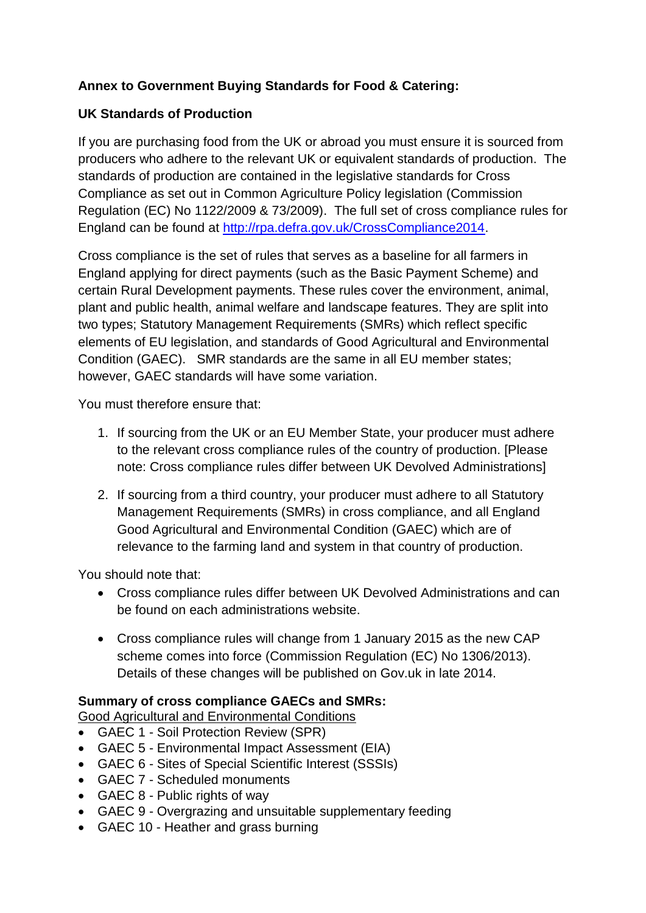**Annex to Government Buying Standards for Food & Catering:**

**UK Standards of Production**

If you are purchasing food from the UK or abroad you must ensure it is sourced from producers who adhere to the relevant UK or equivalent standards of production. The standards of production are contained in the legislative standards for Cross Compliance as set out in Common Agriculture Policy legislation (Commission Regulation (EC) No 1122/2009 & 73/2009). The full set of cross compliance rules for England can be found at [http://rpa.defra.gov.uk/CrossCompliance2014](http://rpa.defra.gov.uk/CrossCompliance2014).

Cross compliance is the set of rules that serves as a baseline for all farmers in England applying for direct payments (such as the Basic Payment Scheme) and certain Rural Development payments. These rules cover the environment, animal, plant and public health, animal welfare and landscape features. They are split into two types; Statutory Management Requirements (SMRs) which reflect specific elements of EU legislation, and standards of Good Agricultural and Environmental Condition (GAEC). SMR standards are the same in all EU member states; however, GAEC standards will have some variation.

You must therefore ensure that:

1. If sourcing from the UK or an EU Member State, your producer must adhere to the relevant cross compliance rules of the country of production. [Please note: Cross compliance rules differ between UK Devolved Administrations]
2. If sourcing from a third country, your producer must adhere to all Statutory Management Requirements (SMRs) in cross compliance, and all England Good Agricultural and Environmental Condition (GAEC) which are of relevance to the farming land and system in that country of production.

You should note that:

- Cross compliance rules differ between UK Devolved Administrations and can be found on each administrations website.
- Cross compliance rules will change from 1 January 2015 as the new CAP scheme comes into force (Commission Regulation (EC) No 1306/2013). Details of these changes will be published on Gov.uk in late 2014.

**Summary of cross compliance GAECs and SMRs:**

Good Agricultural and Environmental Conditions

- GAEC 1 - Soil Protection Review (SPR)
- GAEC 5 - Environmental Impact Assessment (EIA)
- GAEC 6 - Sites of Special Scientific Interest (SSSIs)
- GAEC 7 - Scheduled monuments
- GAEC 8 - Public rights of way
- GAEC 9 - Overgrazing and unsuitable supplementary feeding
- GAEC 10 - Heather and grass burning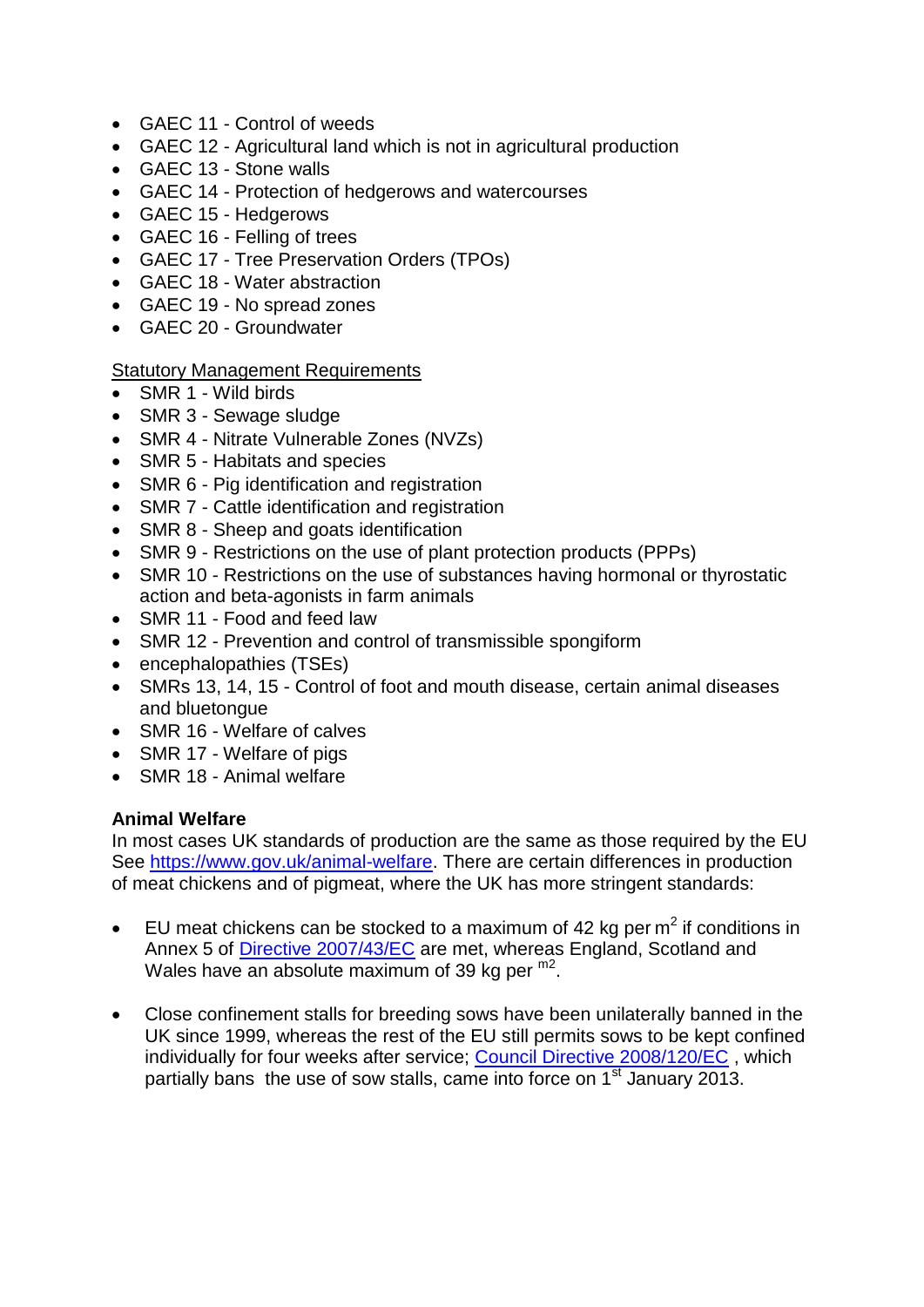- GAEC 11 - Control of weeds
- GAEC 12 - Agricultural land which is not in agricultural production
- GAEC 13 - Stone walls
- GAEC 14 - Protection of hedgerows and watercourses
- GAEC 15 - Hedgerows
- GAEC 16 - Felling of trees
- GAEC 17 - Tree Preservation Orders (TPOs)
- GAEC 18 - Water abstraction
- GAEC 19 - No spread zones
- GAEC 20 - Groundwater

Statutory Management Requirements

- SMR 1 - Wild birds
- SMR 3 - Sewage sludge
- SMR 4 - Nitrate Vulnerable Zones (NVZs)
- SMR 5 - Habitats and species
- SMR 6 - Pig identification and registration
- SMR 7 - Cattle identification and registration
- SMR 8 - Sheep and goats identification
- SMR 9 - Restrictions on the use of plant protection products (PPPs)
- SMR 10 - Restrictions on the use of substances having hormonal or thyrostatic action and beta-agonists in farm animals
- SMR 11 - Food and feed law
- SMR 12 - Prevention and control of transmissible spongiform
- encephalopathies (TSEs)
- SMRs 13, 14, 15 - Control of foot and mouth disease, certain animal diseases and bluetongue
- SMR 16 - Welfare of calves
- SMR 17 - Welfare of pigs
- SMR 18 - Animal welfare

**Animal Welfare**

In most cases UK standards of production are the same as those required by the EU See https://www.gov.uk/animal-welfare. There are certain differences in production of meat chickens and of pigmeat, where the UK has more stringent standards:

- EU meat chickens can be stocked to a maximum of 42 kg per $m^2$ if conditions in Annex 5 of Directive 2007/43/EC are met, whereas England, Scotland and Wales have an absolute maximum of 39 kg per $^{m2}$.

- Close confinement stalls for breeding sows have been unilaterally banned in the UK since 1999, whereas the rest of the EU still permits sows to be kept confined individually for four weeks after service; Council Directive 2008/120/EC , which partially bans the use of sow stalls, came into force on 1st January 2013.